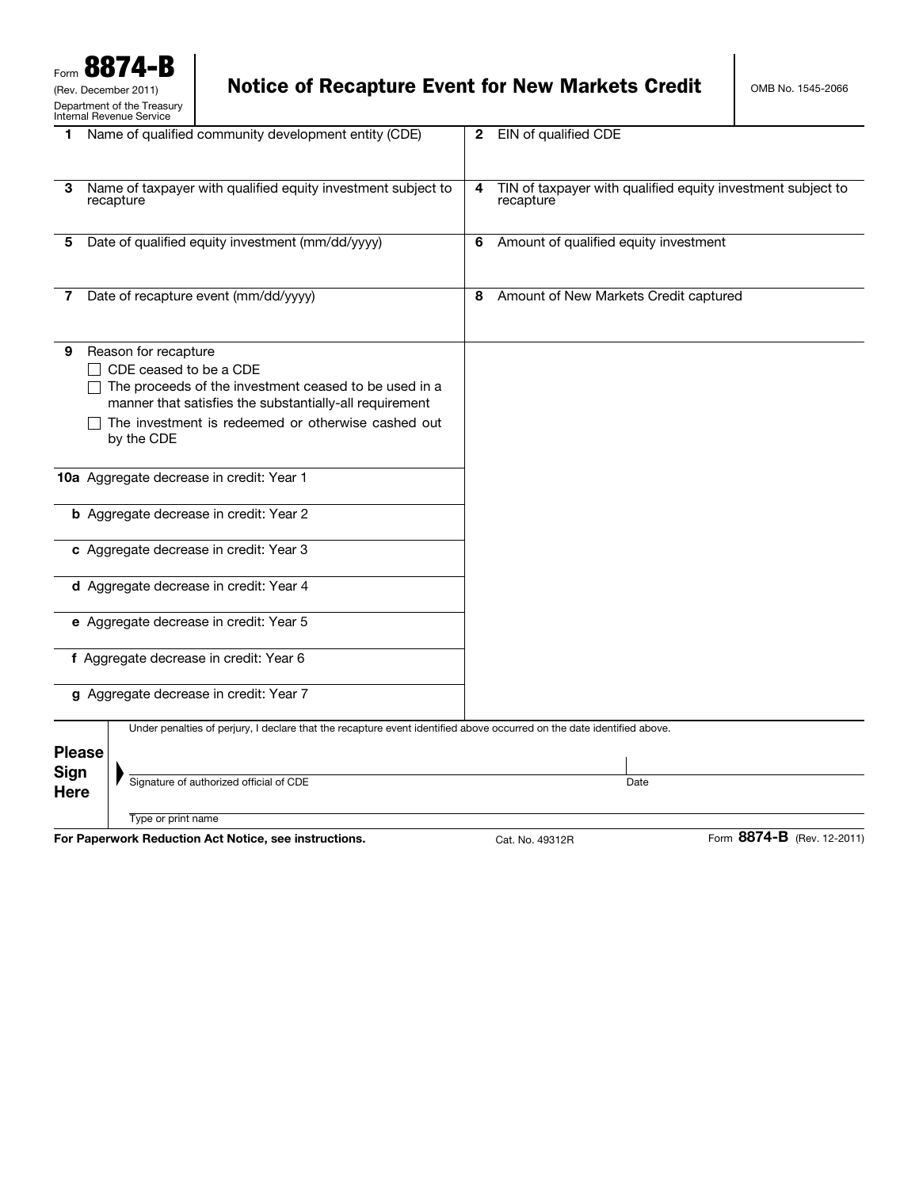Form **8874-B**
(Rev. December 2011)
Department of the Treasury
Internal Revenue Service

# Notice of Recapture Event for New Markets Credit

OMB No. 1545-2066

| | |
|---|---|
| **1** Name of qualified community development entity (CDE) | **2** EIN of qualified CDE |
| **3** Name of taxpayer with qualified equity investment subject to recapture | **4** TIN of taxpayer with qualified equity investment subject to recapture |
| **5** Date of qualified equity investment (mm/dd/yyyy) | **6** Amount of qualified equity investment |
| **7** Date of recapture event (mm/dd/yyyy) | **8** Amount of New Markets Credit captured |

**9** Reason for recapture

- ☐ CDE ceased to be a CDE
- ☐ The proceeds of the investment ceased to be used in a manner that satisfies the substantially-all requirement
- ☐ The investment is redeemed or otherwise cashed out by the CDE

| | |
|---|---|
| **10a** Aggregate decrease in credit: Year 1 | |
| **b** Aggregate decrease in credit: Year 2 | |
| **c** Aggregate decrease in credit: Year 3 | |
| **d** Aggregate decrease in credit: Year 4 | |
| **e** Aggregate decrease in credit: Year 5 | |
| **f** Aggregate decrease in credit: Year 6 | |
| **g** Aggregate decrease in credit: Year 7 | |

**Please Sign Here**

Under penalties of perjury, I declare that the recapture event identified above occurred on the date identified above.

Signature of authorized official of CDE | Date

Type or print name

**For Paperwork Reduction Act Notice, see instructions.** Cat. No. 49312R Form **8874-B** (Rev. 12-2011)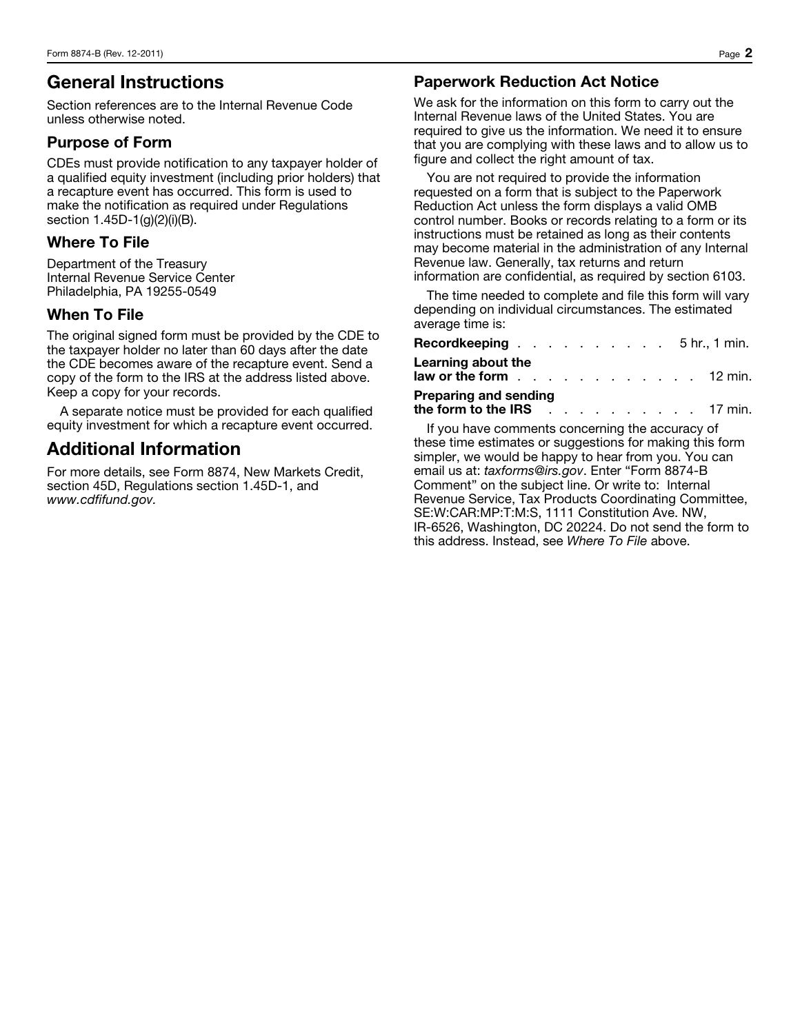## General Instructions

Section references are to the Internal Revenue Code unless otherwise noted.

### Purpose of Form

CDEs must provide notification to any taxpayer holder of a qualified equity investment (including prior holders) that a recapture event has occurred. This form is used to make the notification as required under Regulations section 1.45D-1(g)(2)(i)(B).

### Where To File

Department of the Treasury
Internal Revenue Service Center
Philadelphia, PA 19255-0549

### When To File

The original signed form must be provided by the CDE to the taxpayer holder no later than 60 days after the date the CDE becomes aware of the recapture event. Send a copy of the form to the IRS at the address listed above. Keep a copy for your records.

A separate notice must be provided for each qualified equity investment for which a recapture event occurred.

## Additional Information

For more details, see Form 8874, New Markets Credit, section 45D, Regulations section 1.45D-1, and *www.cdfifund.gov.*

### Paperwork Reduction Act Notice

We ask for the information on this form to carry out the Internal Revenue laws of the United States. You are required to give us the information. We need it to ensure that you are complying with these laws and to allow us to figure and collect the right amount of tax.

You are not required to provide the information requested on a form that is subject to the Paperwork Reduction Act unless the form displays a valid OMB control number. Books or records relating to a form or its instructions must be retained as long as their contents may become material in the administration of any Internal Revenue law. Generally, tax returns and return information are confidential, as required by section 6103.

The time needed to complete and file this form will vary depending on individual circumstances. The estimated average time is:

| | |
|---|---|
| **Recordkeeping** | 5 hr., 1 min. |
| **Learning about the law or the form** | 12 min. |
| **Preparing and sending the form to the IRS** | 17 min. |

If you have comments concerning the accuracy of these time estimates or suggestions for making this form simpler, we would be happy to hear from you. You can email us at: *taxforms@irs.gov*. Enter "Form 8874-B Comment" on the subject line. Or write to: Internal Revenue Service, Tax Products Coordinating Committee, SE:W:CAR:MP:T:M:S, 1111 Constitution Ave. NW, IR-6526, Washington, DC 20224. Do not send the form to this address. Instead, see *Where To File* above.